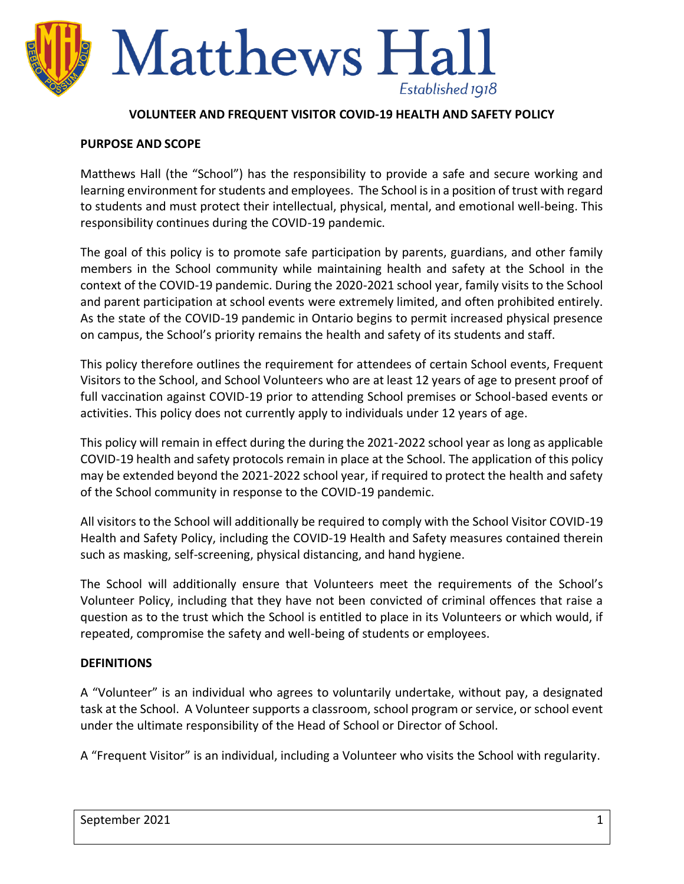# Matthews Hall

*Established 1918*

## VOLUNTEER AND FREQUENT VISITOR COVID-19 HEALTH AND SAFETY POLICY

### PURPOSE AND SCOPE

Matthews Hall (the "School") has the responsibility to provide a safe and secure working and learning environment for students and employees. The School is in a position of trust with regard to students and must protect their intellectual, physical, mental, and emotional well-being. This responsibility continues during the COVID-19 pandemic.

The goal of this policy is to promote safe participation by parents, guardians, and other family members in the School community while maintaining health and safety at the School in the context of the COVID-19 pandemic. During the 2020-2021 school year, family visits to the School and parent participation at school events were extremely limited, and often prohibited entirely. As the state of the COVID-19 pandemic in Ontario begins to permit increased physical presence on campus, the School's priority remains the health and safety of its students and staff.

This policy therefore outlines the requirement for attendees of certain School events, Frequent Visitors to the School, and School Volunteers who are at least 12 years of age to present proof of full vaccination against COVID-19 prior to attending School premises or School-based events or activities. This policy does not currently apply to individuals under 12 years of age.

This policy will remain in effect during the during the 2021-2022 school year as long as applicable COVID-19 health and safety protocols remain in place at the School. The application of this policy may be extended beyond the 2021-2022 school year, if required to protect the health and safety of the School community in response to the COVID-19 pandemic.

All visitors to the School will additionally be required to comply with the School Visitor COVID-19 Health and Safety Policy, including the COVID-19 Health and Safety measures contained therein such as masking, self-screening, physical distancing, and hand hygiene.

The School will additionally ensure that Volunteers meet the requirements of the School's Volunteer Policy, including that they have not been convicted of criminal offences that raise a question as to the trust which the School is entitled to place in its Volunteers or which would, if repeated, compromise the safety and well-being of students or employees.

### DEFINITIONS

A "Volunteer" is an individual who agrees to voluntarily undertake, without pay, a designated task at the School. A Volunteer supports a classroom, school program or service, or school event under the ultimate responsibility of the Head of School or Director of School.

A "Frequent Visitor" is an individual, including a Volunteer who visits the School with regularity.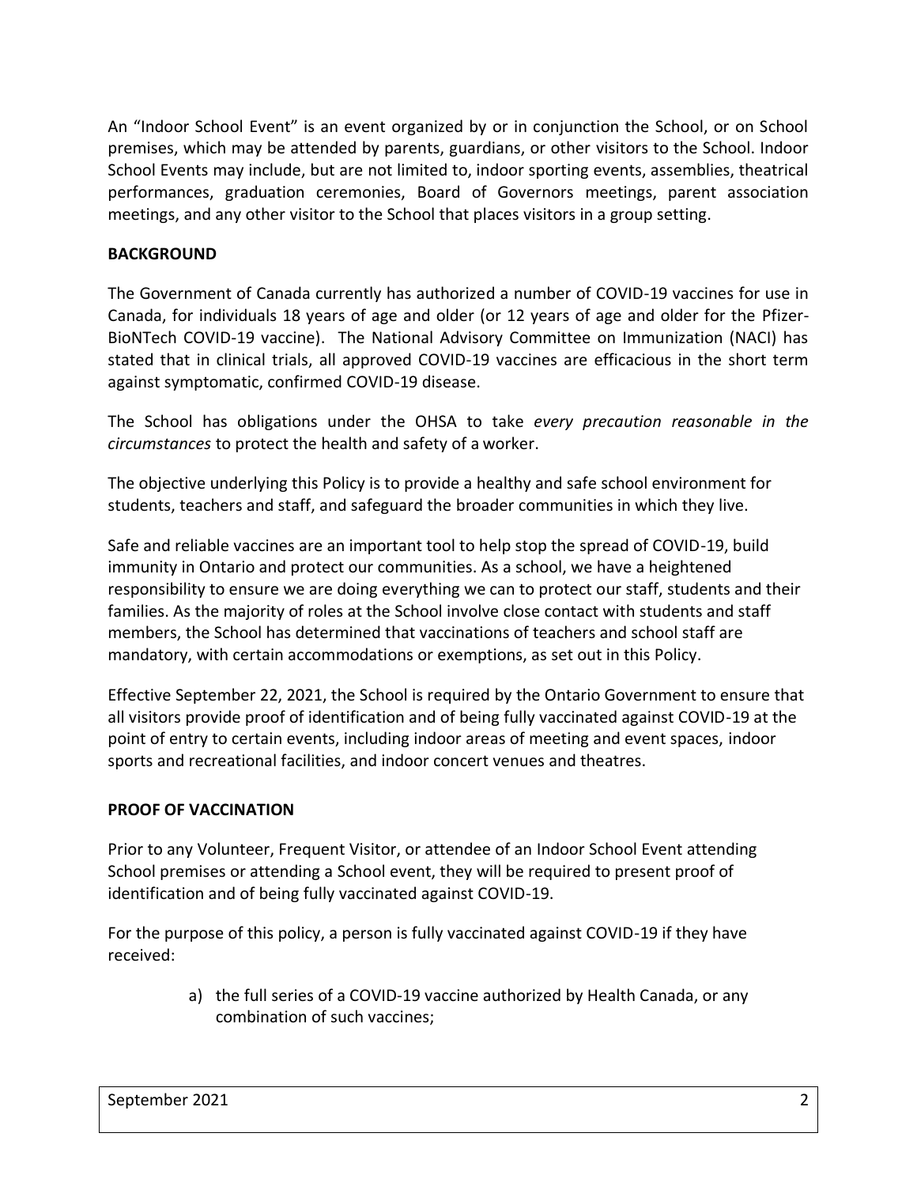An "Indoor School Event" is an event organized by or in conjunction the School, or on School premises, which may be attended by parents, guardians, or other visitors to the School. Indoor School Events may include, but are not limited to, indoor sporting events, assemblies, theatrical performances, graduation ceremonies, Board of Governors meetings, parent association meetings, and any other visitor to the School that places visitors in a group setting.

**BACKGROUND**

The Government of Canada currently has authorized a number of COVID-19 vaccines for use in Canada, for individuals 18 years of age and older (or 12 years of age and older for the Pfizer-BioNTech COVID-19 vaccine). The National Advisory Committee on Immunization (NACI) has stated that in clinical trials, all approved COVID-19 vaccines are efficacious in the short term against symptomatic, confirmed COVID-19 disease.

The School has obligations under the OHSA to take *every precaution reasonable in the circumstances* to protect the health and safety of a worker.

The objective underlying this Policy is to provide a healthy and safe school environment for students, teachers and staff, and safeguard the broader communities in which they live.

Safe and reliable vaccines are an important tool to help stop the spread of COVID-19, build immunity in Ontario and protect our communities. As a school, we have a heightened responsibility to ensure we are doing everything we can to protect our staff, students and their families. As the majority of roles at the School involve close contact with students and staff members, the School has determined that vaccinations of teachers and school staff are mandatory, with certain accommodations or exemptions, as set out in this Policy.

Effective September 22, 2021, the School is required by the Ontario Government to ensure that all visitors provide proof of identification and of being fully vaccinated against COVID-19 at the point of entry to certain events, including indoor areas of meeting and event spaces, indoor sports and recreational facilities, and indoor concert venues and theatres.

**PROOF OF VACCINATION**

Prior to any Volunteer, Frequent Visitor, or attendee of an Indoor School Event attending School premises or attending a School event, they will be required to present proof of identification and of being fully vaccinated against COVID-19.

For the purpose of this policy, a person is fully vaccinated against COVID-19 if they have received:

a) the full series of a COVID-19 vaccine authorized by Health Canada, or any combination of such vaccines;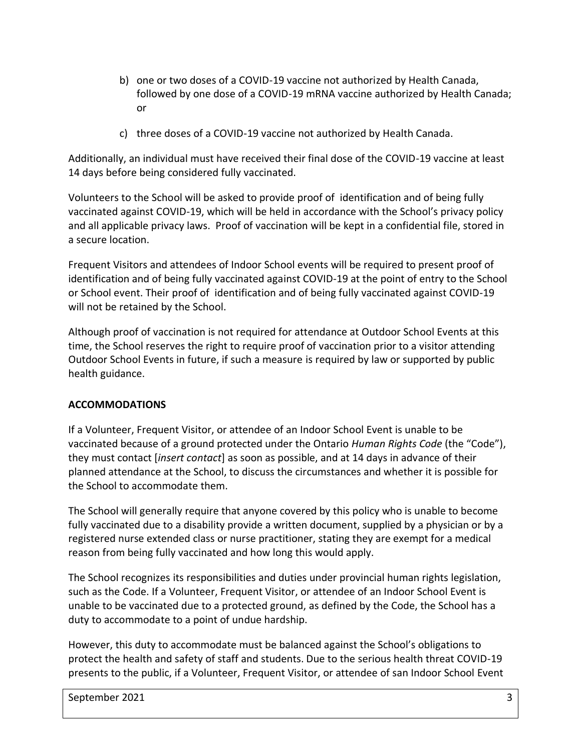b) one or two doses of a COVID-19 vaccine not authorized by Health Canada, followed by one dose of a COVID-19 mRNA vaccine authorized by Health Canada; or

c) three doses of a COVID-19 vaccine not authorized by Health Canada.

Additionally, an individual must have received their final dose of the COVID-19 vaccine at least 14 days before being considered fully vaccinated.

Volunteers to the School will be asked to provide proof of identification and of being fully vaccinated against COVID-19, which will be held in accordance with the School's privacy policy and all applicable privacy laws. Proof of vaccination will be kept in a confidential file, stored in a secure location.

Frequent Visitors and attendees of Indoor School events will be required to present proof of identification and of being fully vaccinated against COVID-19 at the point of entry to the School or School event. Their proof of identification and of being fully vaccinated against COVID-19 will not be retained by the School.

Although proof of vaccination is not required for attendance at Outdoor School Events at this time, the School reserves the right to require proof of vaccination prior to a visitor attending Outdoor School Events in future, if such a measure is required by law or supported by public health guidance.

**ACCOMMODATIONS**

If a Volunteer, Frequent Visitor, or attendee of an Indoor School Event is unable to be vaccinated because of a ground protected under the Ontario *Human Rights Code* (the "Code"), they must contact [*insert contact*] as soon as possible, and at 14 days in advance of their planned attendance at the School, to discuss the circumstances and whether it is possible for the School to accommodate them.

The School will generally require that anyone covered by this policy who is unable to become fully vaccinated due to a disability provide a written document, supplied by a physician or by a registered nurse extended class or nurse practitioner, stating they are exempt for a medical reason from being fully vaccinated and how long this would apply.

The School recognizes its responsibilities and duties under provincial human rights legislation, such as the Code. If a Volunteer, Frequent Visitor, or attendee of an Indoor School Event is unable to be vaccinated due to a protected ground, as defined by the Code, the School has a duty to accommodate to a point of undue hardship.

However, this duty to accommodate must be balanced against the School's obligations to protect the health and safety of staff and students. Due to the serious health threat COVID-19 presents to the public, if a Volunteer, Frequent Visitor, or attendee of san Indoor School Event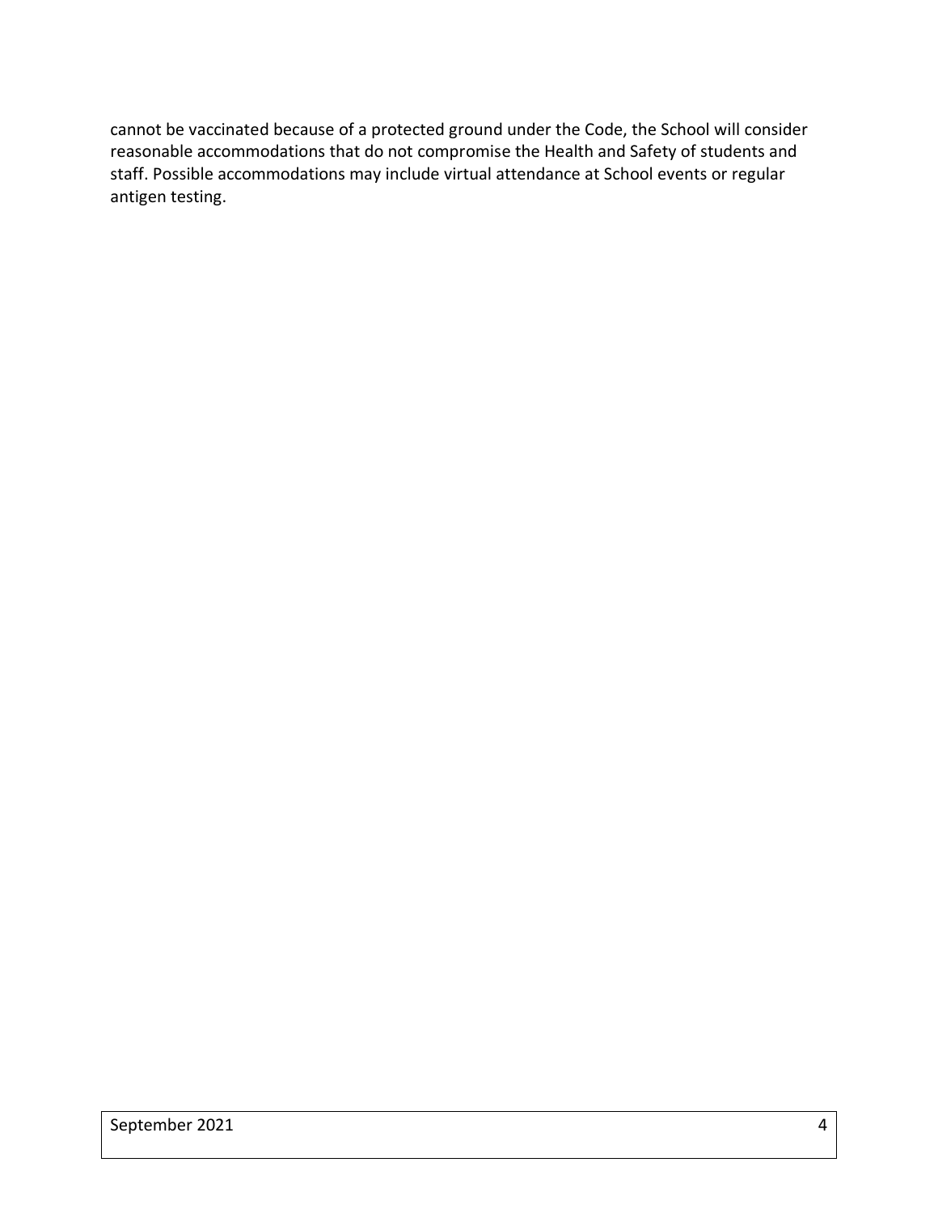cannot be vaccinated because of a protected ground under the Code, the School will consider reasonable accommodations that do not compromise the Health and Safety of students and staff. Possible accommodations may include virtual attendance at School events or regular antigen testing.